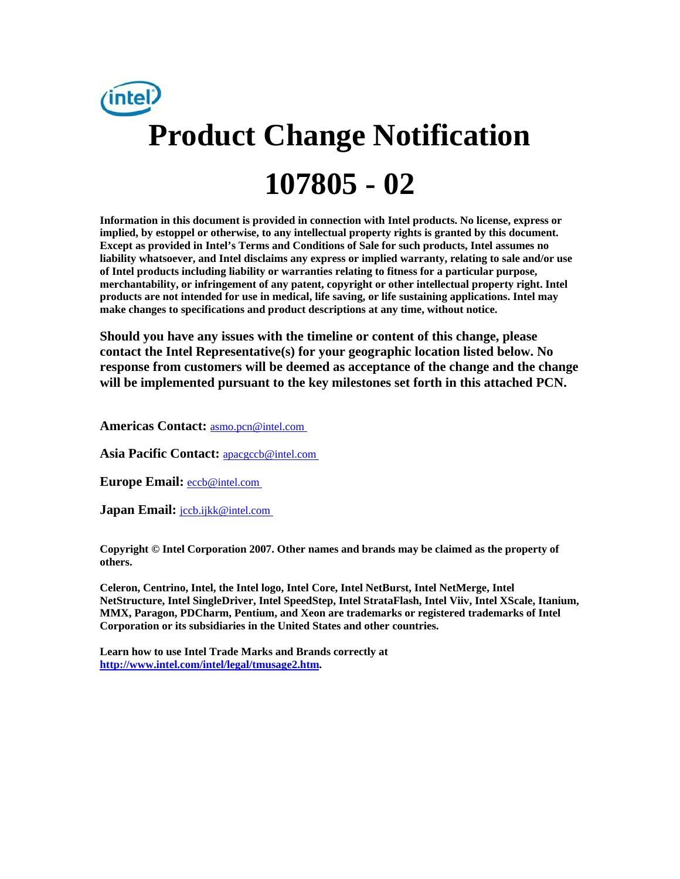# Product Change Notification

# 107805 - 02

**Information in this document is provided in connection with Intel products. No license, express or implied, by estoppel or otherwise, to any intellectual property rights is granted by this document. Except as provided in Intel's Terms and Conditions of Sale for such products, Intel assumes no liability whatsoever, and Intel disclaims any express or implied warranty, relating to sale and/or use of Intel products including liability or warranties relating to fitness for a particular purpose, merchantability, or infringement of any patent, copyright or other intellectual property right. Intel products are not intended for use in medical, life saving, or life sustaining applications. Intel may make changes to specifications and product descriptions at any time, without notice.**

**Should you have any issues with the timeline or content of this change, please contact the Intel Representative(s) for your geographic location listed below. No response from customers will be deemed as acceptance of the change and the change will be implemented pursuant to the key milestones set forth in this attached PCN.**

**Americas Contact:** asmo.pcn@intel.com

**Asia Pacific Contact:** apacgccb@intel.com

**Europe Email:** eccb@intel.com

**Japan Email:** jccb.ijkk@intel.com

**Copyright © Intel Corporation 2007. Other names and brands may be claimed as the property of others.**

**Celeron, Centrino, Intel, the Intel logo, Intel Core, Intel NetBurst, Intel NetMerge, Intel NetStructure, Intel SingleDriver, Intel SpeedStep, Intel StrataFlash, Intel Viiv, Intel XScale, Itanium, MMX, Paragon, PDCharm, Pentium, and Xeon are trademarks or registered trademarks of Intel Corporation or its subsidiaries in the United States and other countries.**

**Learn how to use Intel Trade Marks and Brands correctly at http://www.intel.com/intel/legal/tmusage2.htm.**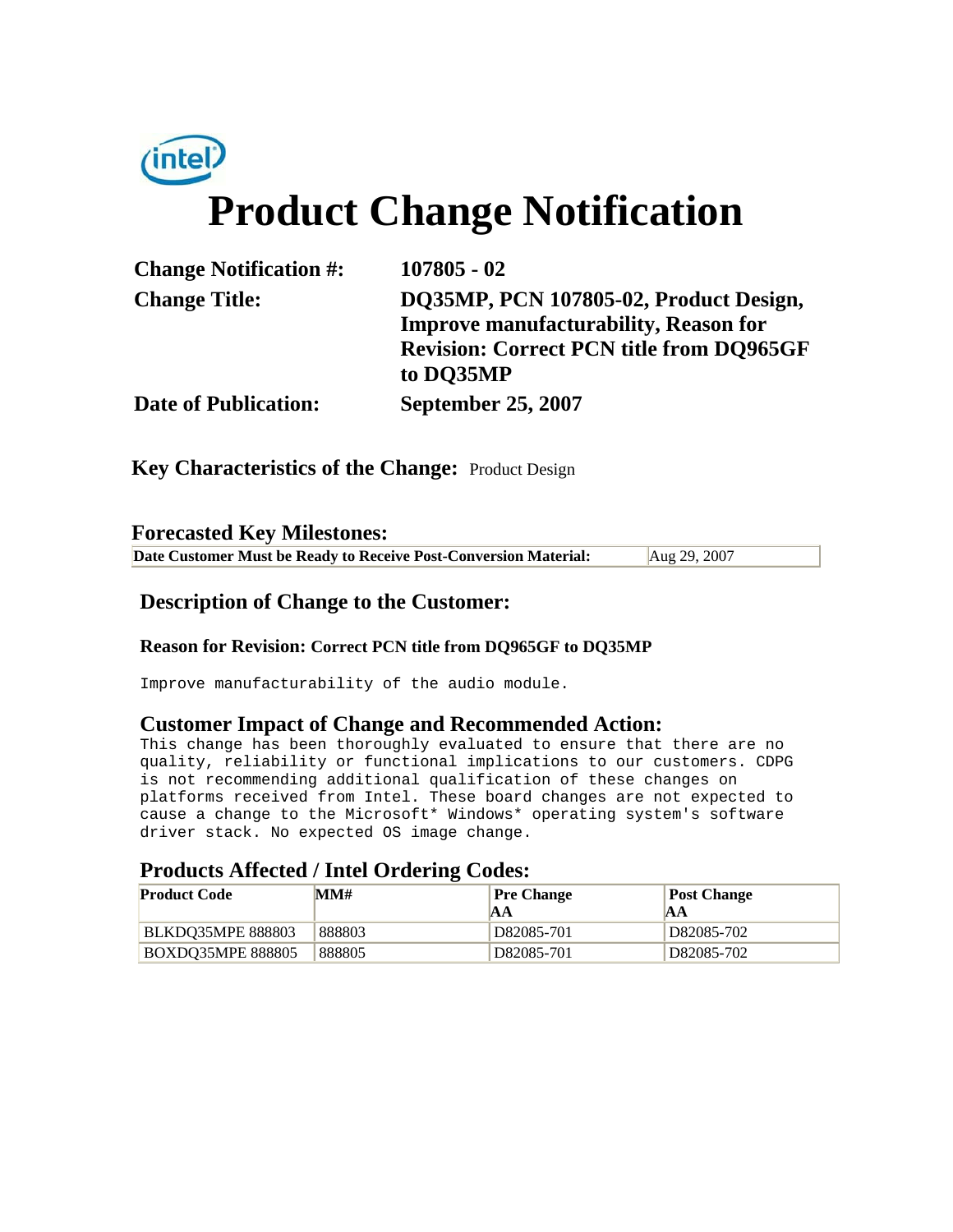# Product Change Notification

| | |
|---|---|
| **Change Notification #:** | **107805 - 02** |
| **Change Title:** | **DQ35MP, PCN 107805-02, Product Design, Improve manufacturability, Reason for Revision: Correct PCN title from DQ965GF to DQ35MP** |
| **Date of Publication:** | **September 25, 2007** |

**Key Characteristics of the Change:** Product Design

## Forecasted Key Milestones:

| Date Customer Must be Ready to Receive Post-Conversion Material: | Aug 29, 2007 |
|---|---|

## Description of Change to the Customer:

**Reason for Revision: Correct PCN title from DQ965GF to DQ35MP**

Improve manufacturability of the audio module.

## Customer Impact of Change and Recommended Action:

This change has been thoroughly evaluated to ensure that there are no quality, reliability or functional implications to our customers. CDPG is not recommending additional qualification of these changes on platforms received from Intel. These board changes are not expected to cause a change to the Microsoft* Windows* operating system's software driver stack. No expected OS image change.

## Products Affected / Intel Ordering Codes:

| Product Code | MM# | Pre Change AA | Post Change AA |
|---|---|---|---|
| BLKDQ35MPE 888803 | 888803 | D82085-701 | D82085-702 |
| BOXDQ35MPE 888805 | 888805 | D82085-701 | D82085-702 |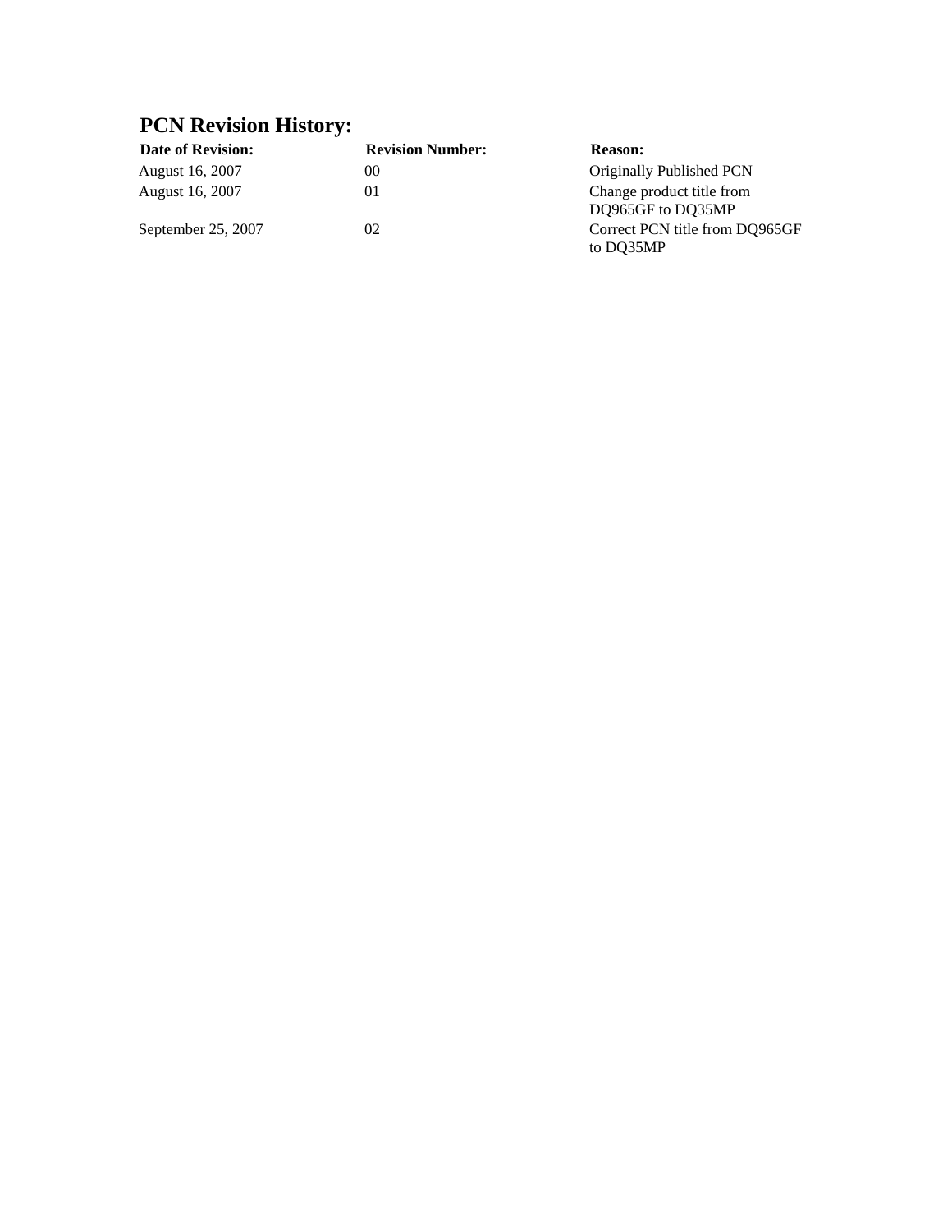## PCN Revision History:

| Date of Revision: | Revision Number: | Reason: |
| --- | --- | --- |
| August 16, 2007 | 00 | Originally Published PCN |
| August 16, 2007 | 01 | Change product title from DQ965GF to DQ35MP |
| September 25, 2007 | 02 | Correct PCN title from DQ965GF to DQ35MP |